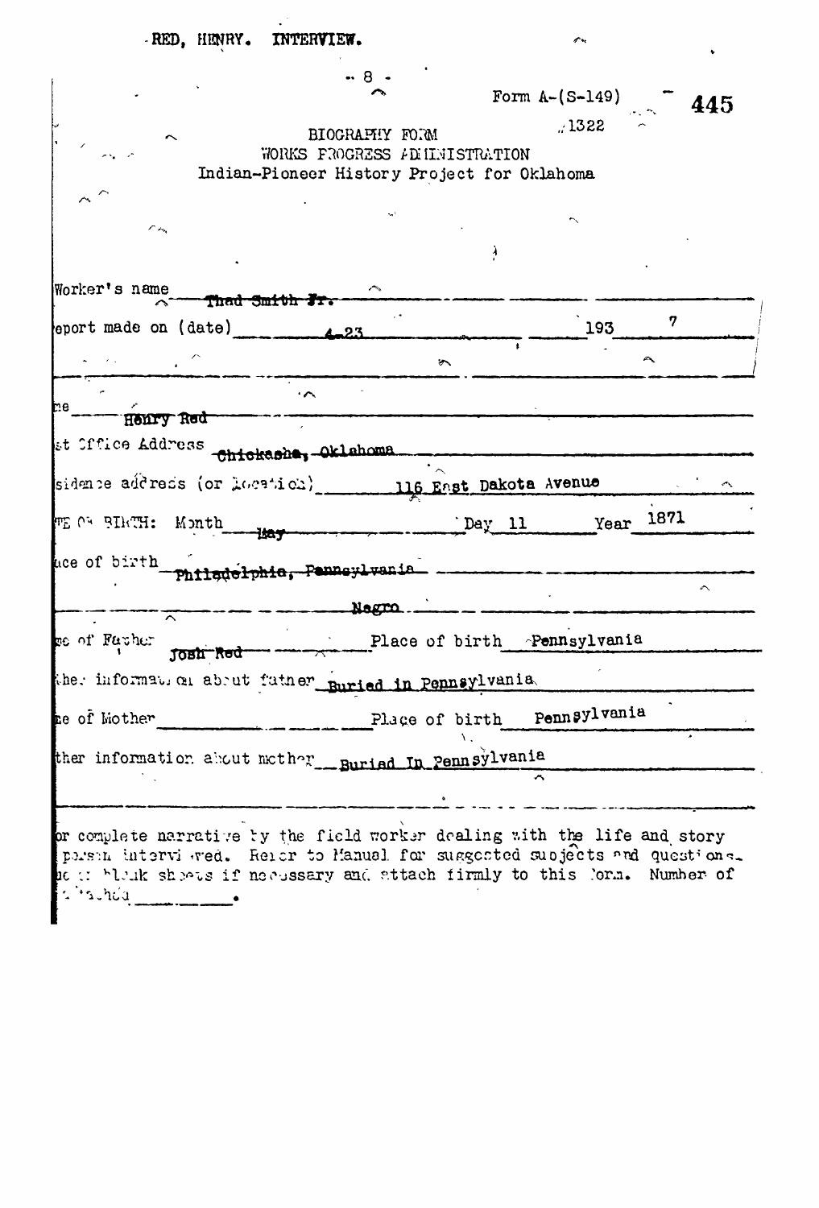RED, HENRY. INTERVIEW.

Form A-(S-149)

445

1322

BIOGRAPHY FORM
WORKS PROGRESS ADMINISTRATION
Indian-Pioneer History Project for Oklahoma

Worker's name Thad Smith Jr.

eport made on (date) 4-23 1937

ne Henry Red

st Office Address Chickasha, Oklahoma

sidence address (or location) 116 East Dakota Avenue

TE OF BIRTH: Month May Day 11 Year 1871

ace of birth Philadelphia, Pennsylvania

Negro

me of Father Josh Red Place of birth Pennsylvania

ther information about father Buried in Pennsylvania

me of Mother Place of birth Pennsylvania

ther information about mother Buried In Pennsylvania

or complete narrative by the field worker dealing with the life and story person interviewed. Refer to Manual for suggested subjects and questions. Use blank sheets if necessary and attach firmly to this form. Number of attached ______.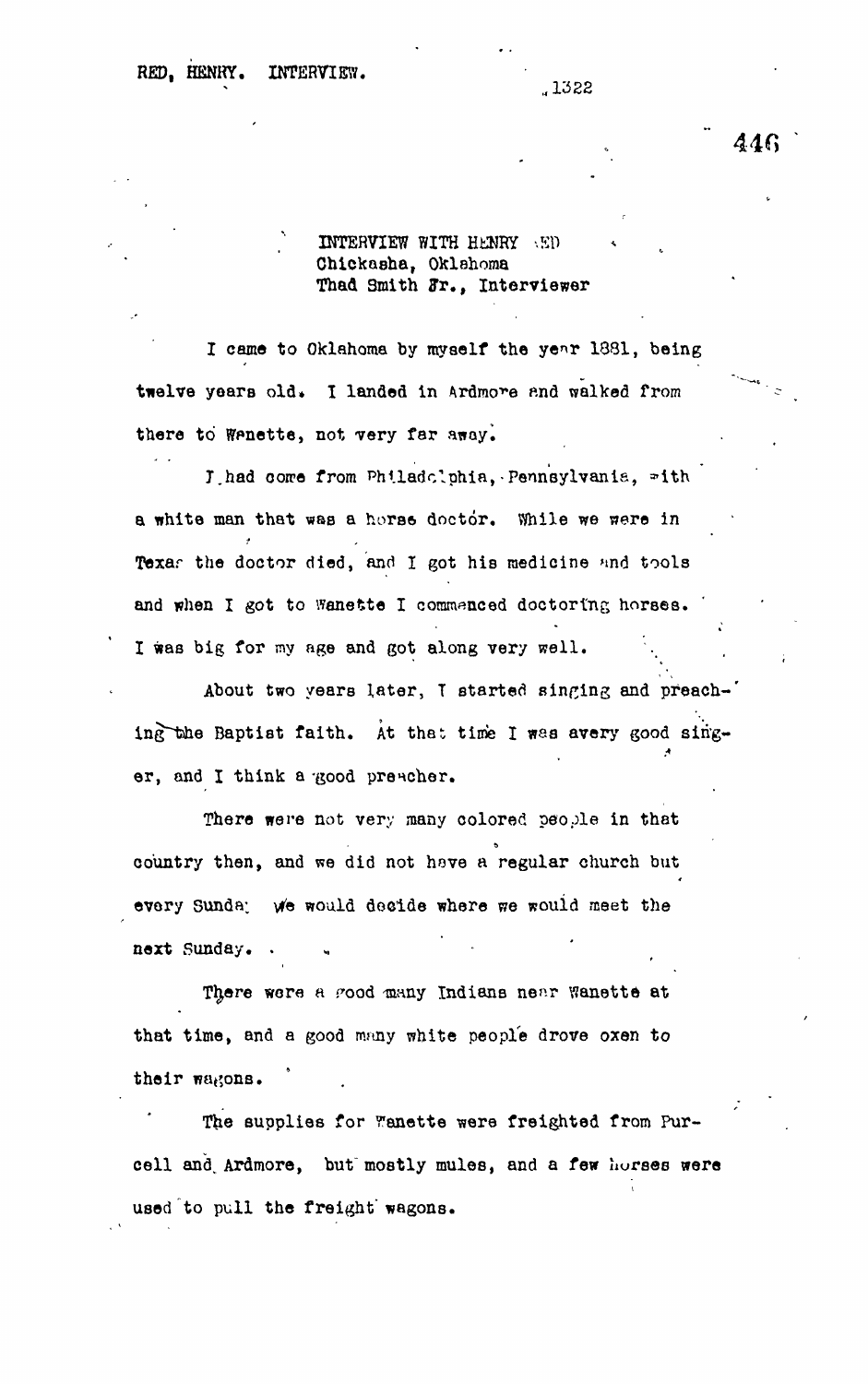INTERVIEW WITH HENRY RED
Chickasha, Oklahoma
Thad Smith Jr., Interviewer

I came to Oklahoma by myself the year 1881, being twelve years old. I landed in Ardmore and walked from there to Wanette, not very far away.

I had come from Philadelphia, Pennsylvania, with a white man that was a horse doctor. While we were in Texas the doctor died, and I got his medicine and tools and when I got to Wanette I commenced doctoring horses. I was big for my age and got along very well.

About two years later, I started singing and preaching the Baptist faith. At that time I was avery good singer, and I think a good preacher.

There were not very many colored people in that country then, and we did not have a regular church but every Sunday we would decide where we would meet the next Sunday.

There were a good many Indians near Wanette at that time, and a good many white people drove oxen to their wagons.

The supplies for Wanette were freighted from Purcell and Ardmore, but mostly mules, and a few horses were used to pull the freight wagons.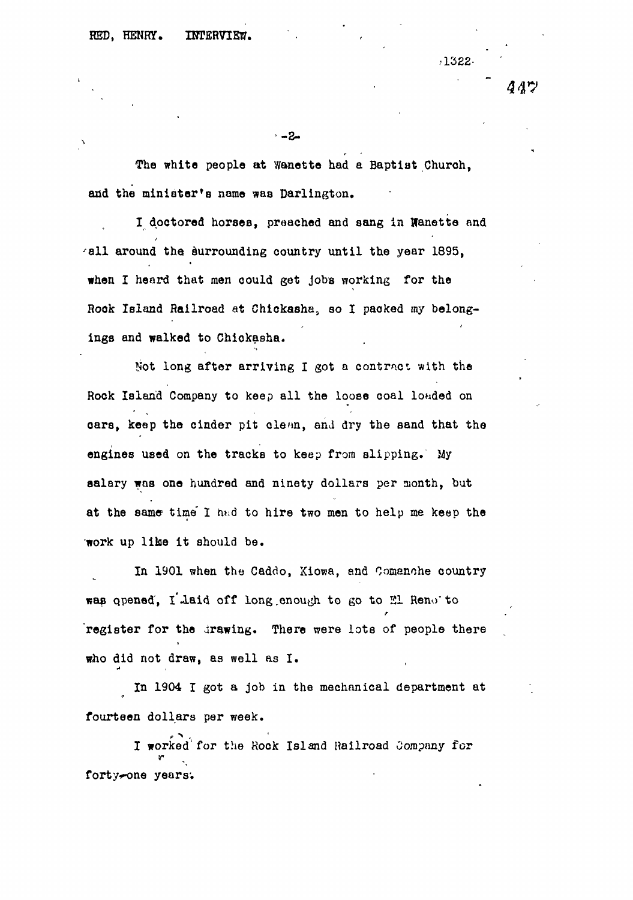The white people at Wanette had a Baptist Church, and the minister's name was Darlington.

I doctored horses, preached and sang in Wanette and all around the surrounding country until the year 1895, when I heard that men could get jobs working for the Rock Island Railroad at Chickasha, so I packed my belongings and walked to Chickasha.

Not long after arriving I got a contract with the Rock Island Company to keep all the loose coal loaded on cars, keep the cinder pit clean, and dry the sand that the engines used on the tracks to keep from slipping. My salary was one hundred and ninety dollars per month, but at the same time I had to hire two men to help me keep the work up like it should be.

In 1901 when the Caddo, Kiowa, and Comanche country was opened, I laid off long enough to go to El Reno to register for the drawing. There were lots of people there who did not draw, as well as I.

In 1904 I got a job in the mechanical department at fourteen dollars per week.

I worked for the Rock Island Railroad Company for forty-one years.